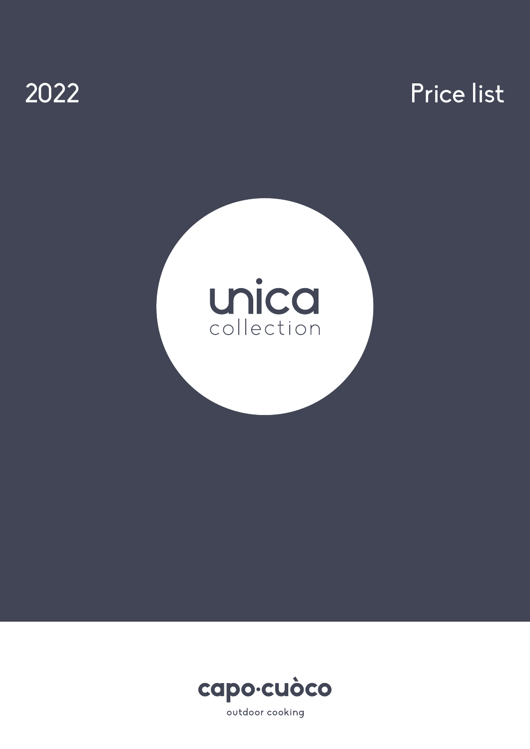2022

# Price list

# unica
collection

capo·cuòco

outdoor cooking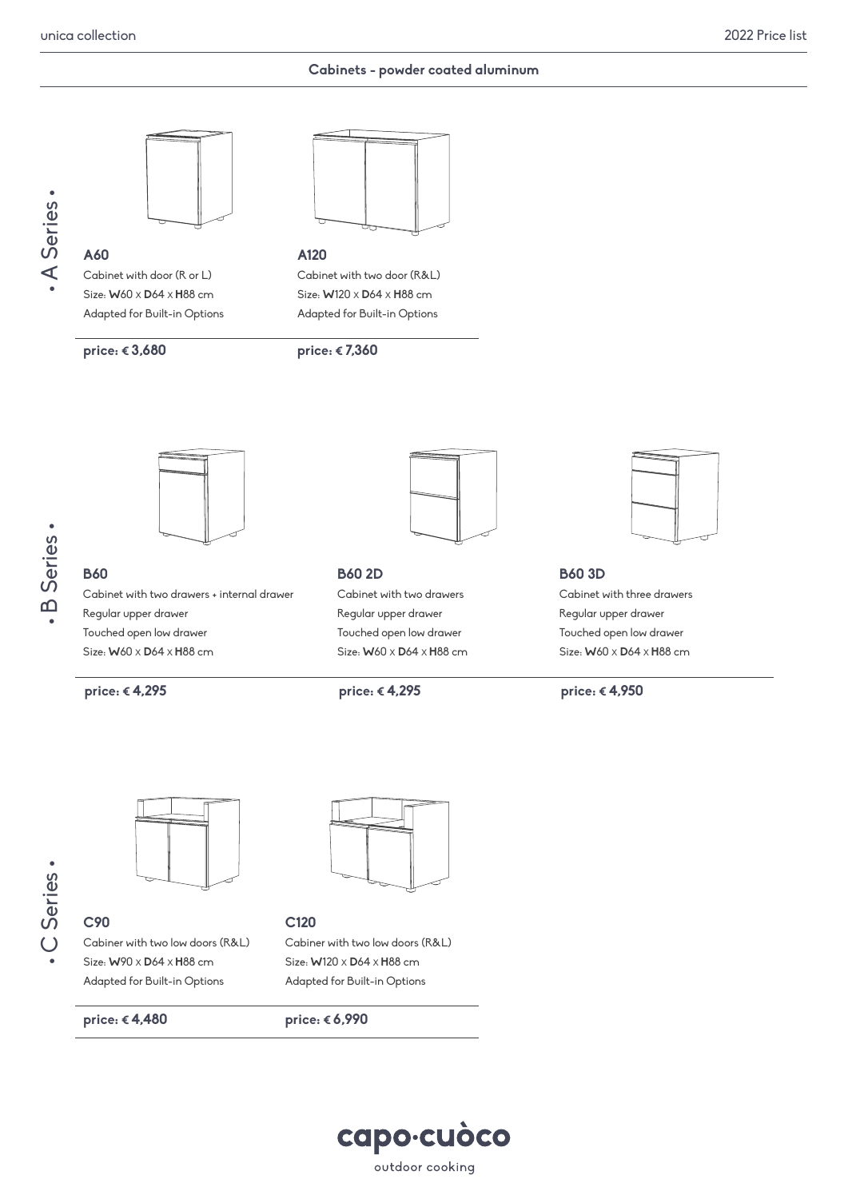## Cabinets - powder coated aluminum

### • A Series •

**A60**
Cabinet with door (R or L)
Size: **W**60 x **D**64 x **H**88 cm
Adapted for Built-in Options

**price: € 3,680**

**A120**
Cabinet with two door (R&L)
Size: **W**120 x **D**64 x **H**88 cm
Adapted for Built-in Options

**price: € 7,360**

### • B Series •

**B60**
Cabinet with two drawers + internal drawer
Regular upper drawer
Touched open low drawer
Size: **W**60 x **D**64 x **H**88 cm

**price: € 4,295**

**B60 2D**
Cabinet with two drawers
Regular upper drawer
Touched open low drawer
Size: **W**60 x **D**64 x **H**88 cm

**price: € 4,295**

**B60 3D**
Cabinet with three drawers
Regular upper drawer
Touched open low drawer
Size: **W**60 x **D**64 x **H**88 cm

**price: € 4,950**

### • C Series •

**C90**
Cabiner with two low doors (R&L)
Size: **W**90 x **D**64 x **H**88 cm
Adapted for Built-in Options

**price: € 4,480**

**C120**
Cabiner with two low doors (R&L)
Size: **W**120 x **D**64 x **H**88 cm
Adapted for Built-in Options

**price: € 6,990**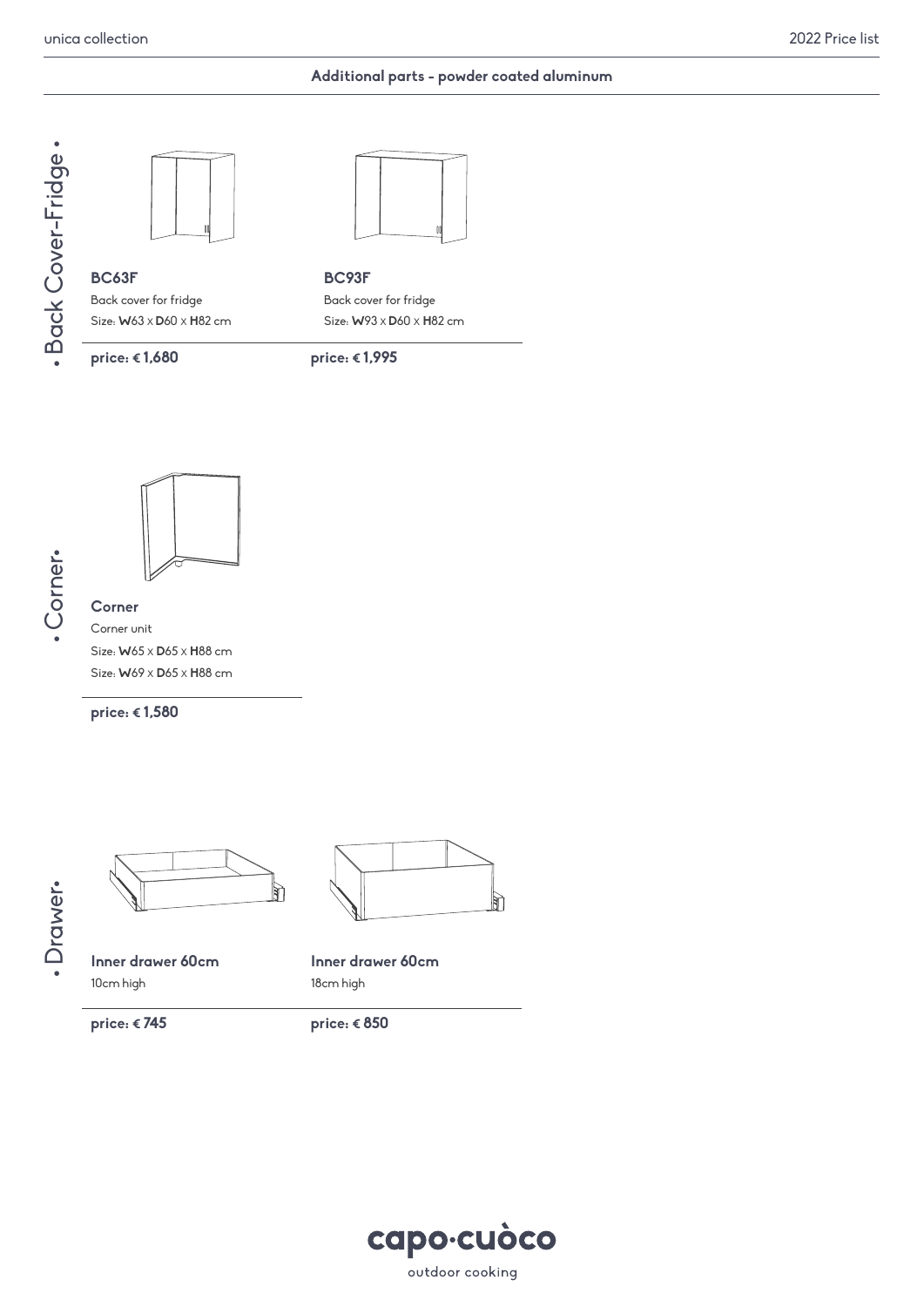## Additional parts - powder coated aluminum

### • Back Cover-Fridge •

**BC63F**
Back cover for fridge
Size: **W**63 x **D**60 x **H**82 cm

**price: € 1,680**

**BC93F**
Back cover for fridge
Size: **W**93 x **D**60 x **H**82 cm

**price: € 1,995**

### • Corner•

**Corner**
Corner unit
Size: **W**65 x **D**65 x **H**88 cm
Size: **W**69 x **D**65 x **H**88 cm

**price: € 1,580**

### • Drawer•

**Inner drawer 60cm**
10cm high

**price: € 745**

**Inner drawer 60cm**
18cm high

**price: € 850**

capo·cuòco
outdoor cooking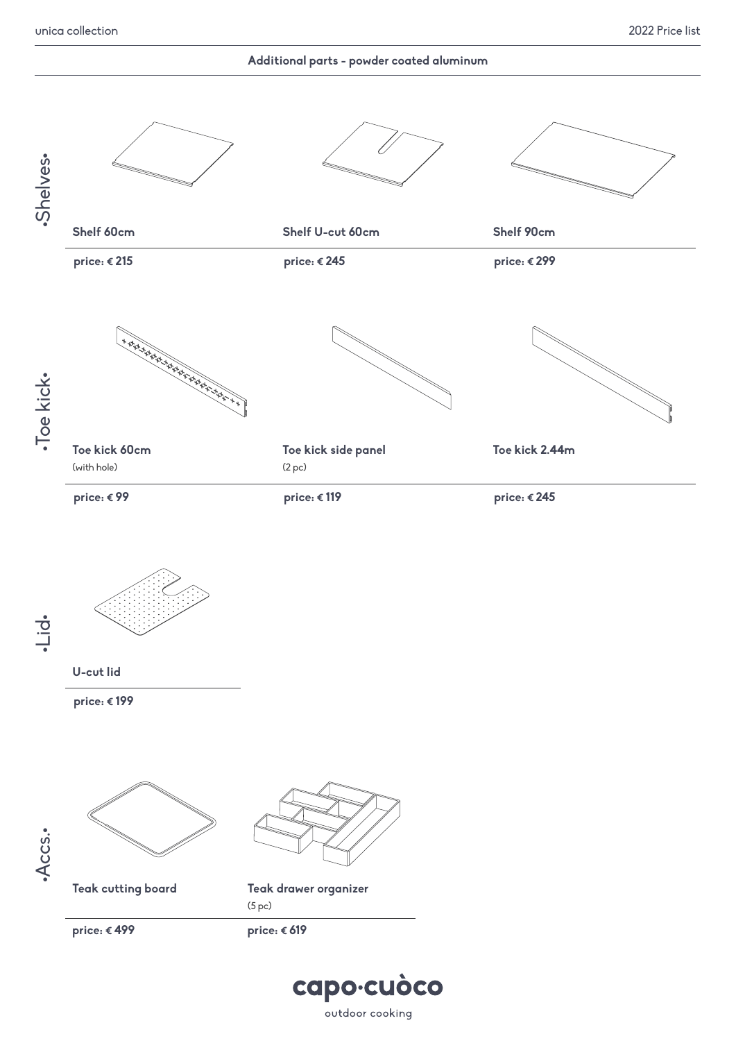## Additional parts - powder coated aluminum

### •Shelves•

**Shelf 60cm**

**price: € 215**

**Shelf U-cut 60cm**

**price: € 245**

**Shelf 90cm**

**price: € 299**

### •Toe kick•

**Toe kick 60cm**
(with hole)

**price: € 99**

**Toe kick side panel**
(2 pc)

**price: € 119**

**Toe kick 2.44m**

**price: € 245**

### •Lid•

**U-cut lid**

**price: € 199**

### •Accs.•

**Teak cutting board**

**price: € 499**

**Teak drawer organizer**
(5 pc)

**price: € 619**

capo·cuòco

outdoor cooking